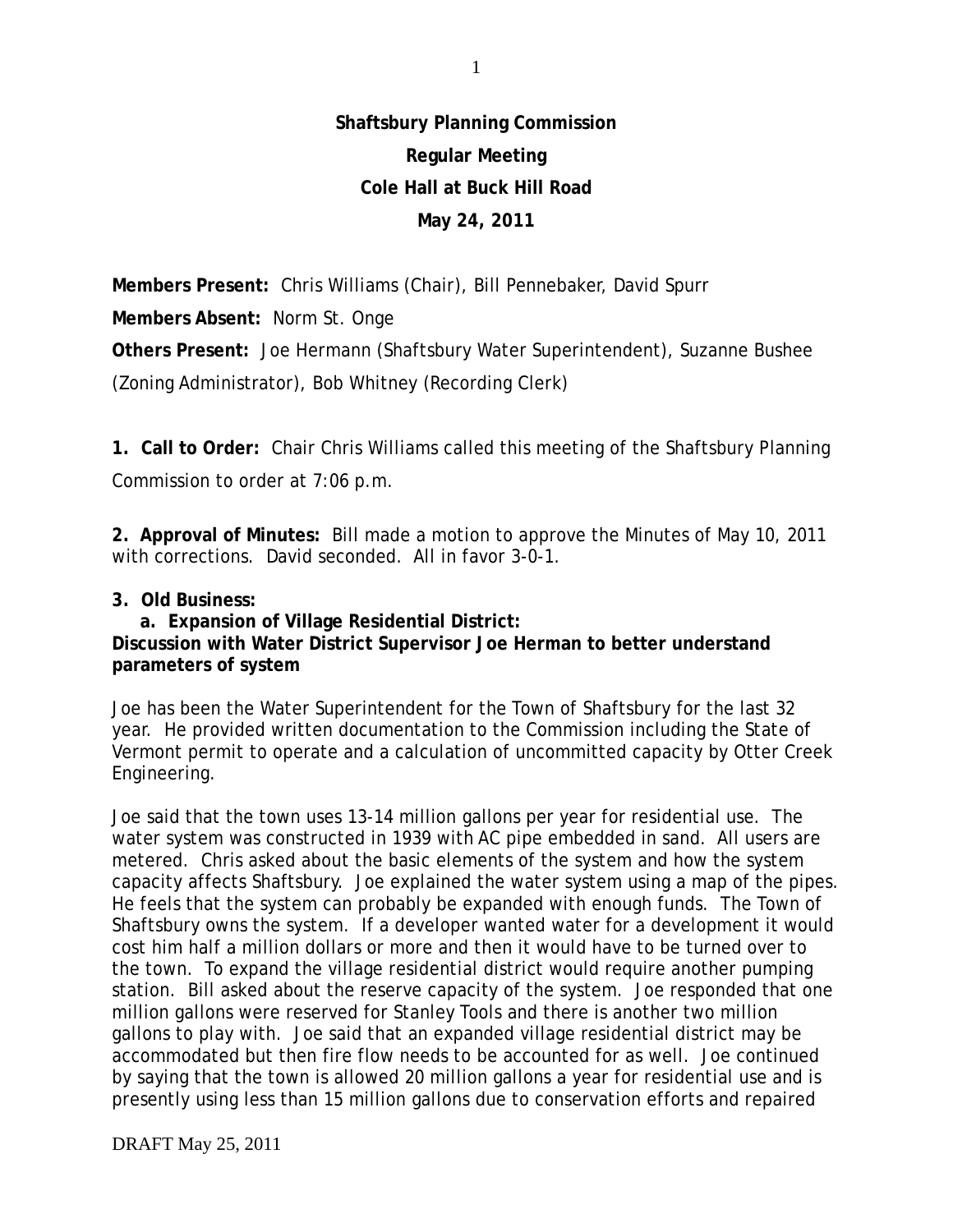**Shaftsbury Planning Commission**

**Regular Meeting**

**Cole Hall at Buck Hill Road**

**May 24, 2011**

**Members Present:** Chris Williams (Chair), Bill Pennebaker, David Spurr

**Members Absent:** Norm St. Onge

**Others Present:** Joe Hermann (Shaftsbury Water Superintendent), Suzanne Bushee (Zoning Administrator), Bob Whitney (Recording Clerk)

**1. Call to Order:** Chair Chris Williams called this meeting of the Shaftsbury Planning Commission to order at 7:06 p.m.

**2. Approval of Minutes:** Bill made a motion to approve the Minutes of May 10, 2011 with corrections. David seconded. All in favor 3-0-1.

**3. Old Business:**

**a. Expansion of Village Residential District:**
**Discussion with Water District Supervisor Joe Herman to better understand parameters of system**

Joe has been the Water Superintendent for the Town of Shaftsbury for the last 32 year. He provided written documentation to the Commission including the State of Vermont permit to operate and a calculation of uncommitted capacity by Otter Creek Engineering.

Joe said that the town uses 13-14 million gallons per year for residential use. The water system was constructed in 1939 with AC pipe embedded in sand. All users are metered. Chris asked about the basic elements of the system and how the system capacity affects Shaftsbury. Joe explained the water system using a map of the pipes. He feels that the system can probably be expanded with enough funds. The Town of Shaftsbury owns the system. If a developer wanted water for a development it would cost him half a million dollars or more and then it would have to be turned over to the town. To expand the village residential district would require another pumping station. Bill asked about the reserve capacity of the system. Joe responded that one million gallons were reserved for Stanley Tools and there is another two million gallons to play with. Joe said that an expanded village residential district may be accommodated but then fire flow needs to be accounted for as well. Joe continued by saying that the town is allowed 20 million gallons a year for residential use and is presently using less than 15 million gallons due to conservation efforts and repaired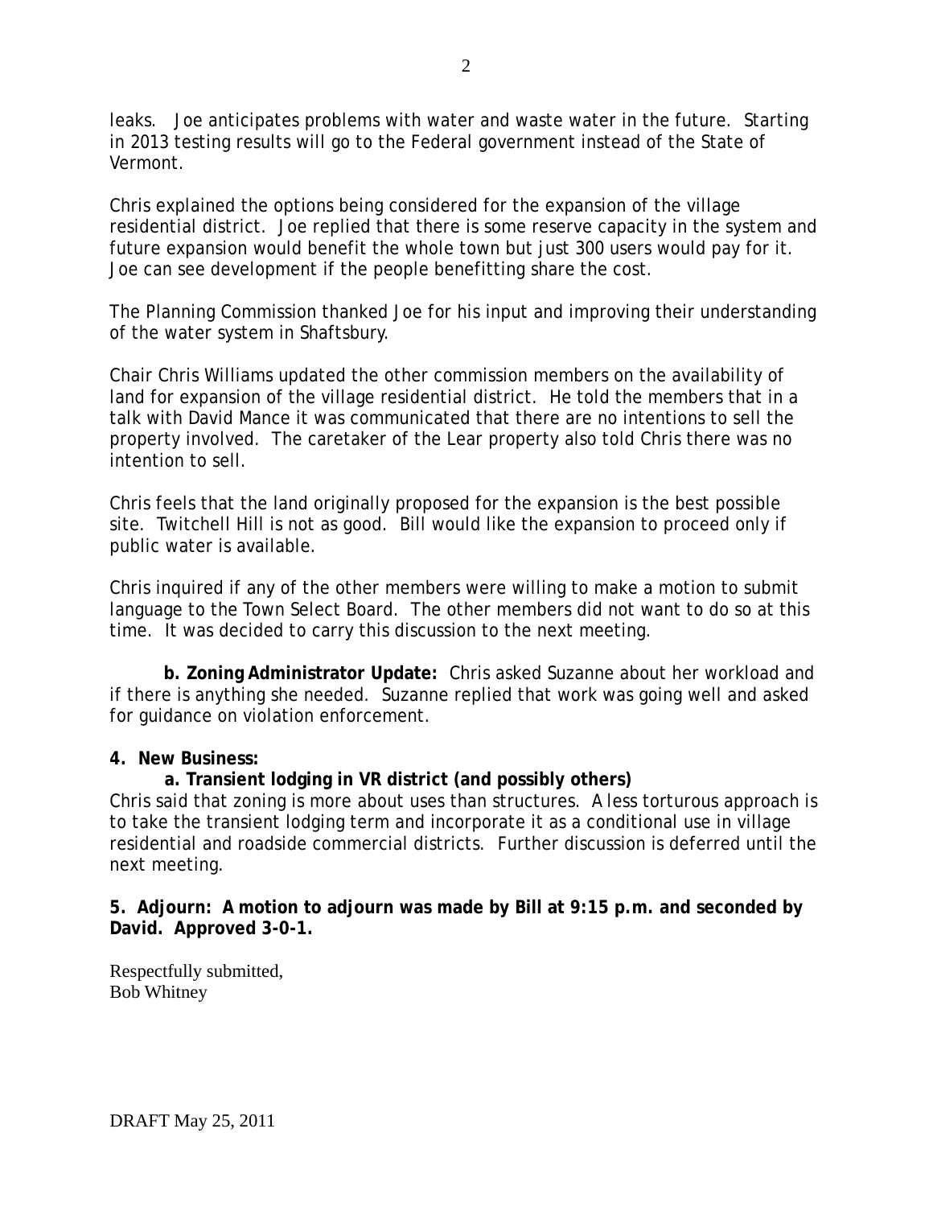leaks. Joe anticipates problems with water and waste water in the future. Starting in 2013 testing results will go to the Federal government instead of the State of Vermont.

Chris explained the options being considered for the expansion of the village residential district. Joe replied that there is some reserve capacity in the system and future expansion would benefit the whole town but just 300 users would pay for it. Joe can see development if the people benefitting share the cost.

The Planning Commission thanked Joe for his input and improving their understanding of the water system in Shaftsbury.

Chair Chris Williams updated the other commission members on the availability of land for expansion of the village residential district. He told the members that in a talk with David Mance it was communicated that there are no intentions to sell the property involved. The caretaker of the Lear property also told Chris there was no intention to sell.

Chris feels that the land originally proposed for the expansion is the best possible site. Twitchell Hill is not as good. Bill would like the expansion to proceed only if public water is available.

Chris inquired if any of the other members were willing to make a motion to submit language to the Town Select Board. The other members did not want to do so at this time. It was decided to carry this discussion to the next meeting.

**b. Zoning Administrator Update:** Chris asked Suzanne about her workload and if there is anything she needed. Suzanne replied that work was going well and asked for guidance on violation enforcement.

**4. New Business:**

**a. Transient lodging in VR district (and possibly others)**

Chris said that zoning is more about uses than structures. A less torturous approach is to take the transient lodging term and incorporate it as a conditional use in village residential and roadside commercial districts. Further discussion is deferred until the next meeting.

**5. Adjourn: A motion to adjourn was made by Bill at 9:15 p.m. and seconded by David. Approved 3-0-1.**

Respectfully submitted,
Bob Whitney

DRAFT May 25, 2011